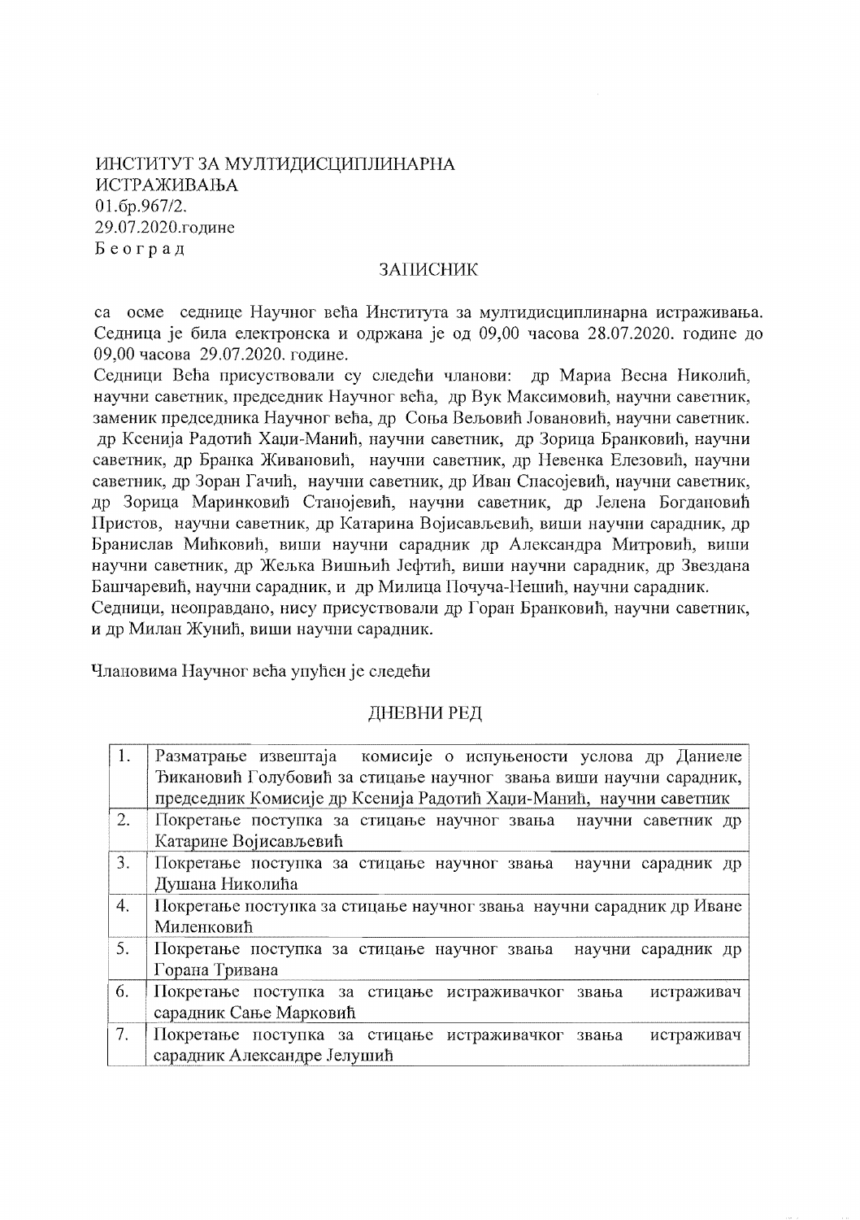ИНСТИТУТ ЗА МУЛТИДИСЦИПЛИНАРНА ИСТРАЖИВАЊА
01.бр.967/2.
29.07.2020.године
Б е о г р а д

## ЗАПИСНИК

са осме седнице Научног већа Института за мултидисциплинарна истраживања. Седница је била електронска и одржана је од 09,00 часова 28.07.2020. године до 09,00 часова 29.07.2020. године.

Седници Већа присуствовали су следећи чланови: др Мариа Весна Николић, научни саветник, председник Научног већа, др Вук Максимовић, научни саветник, заменик председника Научног већа, др Соња Вељовић Јовановић, научни саветник. др Ксенија Радотић Хаџи-Манић, научни саветник, др Зорица Бранковић, научни саветник, др Бранка Живановић, научни саветник, др Невенка Елезовић, научни саветник, др Зоран Гачић, научни саветник, др Иван Спасојевић, научни саветник, др Зорица Маринковић Станојевић, научни саветник, др Јелена Богдановић Пристов, научни саветник, др Катарина Војисављевић, виши научни сарадник, др Бранислав Миһковић, виши научни сарадник др Александра Митровић, виши научни саветник, др Жељка Вишњић Јефтић, виши научни сарадник, др Звездана Башчаревић, научни сарадник, и др Милица Почуча-Нешић, научни сарадник.

Седници, неоправдано, нису присуствовали др Горан Бранковић, научни саветник, и др Милан Жунић, виши научни сарадник.

Члановима Научног већа упућен је следећи

## ДНЕВНИ РЕД

| | |
|---|---|
| 1. | Разматрање извештаја комисије о испуњености услова др Даниеле Ђикановић Голубовић за стицање научног звања виши научни сарадник, председник Комисије др Ксенија Радотић Хаџи-Манић, научни саветник |
| 2. | Покретање поступка за стицање научног звања научни саветник др Катарине Војисављевић |
| 3. | Покретање поступка за стицање научног звања научни сарадник др Душана Николића |
| 4. | Покретање поступка за стицање научног звања научни сарадник др Иване Миленковић |
| 5. | Покретање поступка за стицање научног звања научни сарадник др Горана Тривана |
| 6. | Покретање поступка за стицање истраживачког звања истраживач сарадник Сање Марковић |
| 7. | Покретање поступка за стицање истраживачког звања истраживач сарадник Александре Јелушић |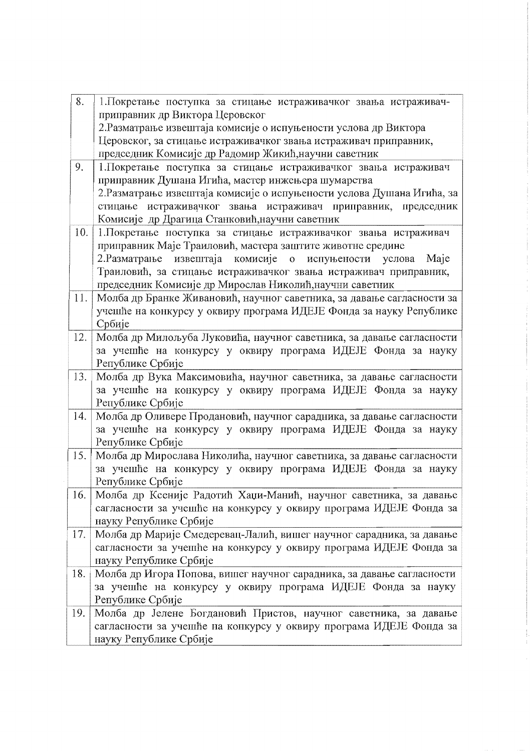| | |
|---|---|
| 8. | 1.Покретање поступка за стицање истраживачког звања истраживач-приправник др Виктора Церовског<br>2.Разматрање извештаја комисије о испуњености услова др Виктора Церовског, за стицање истраживачког звања истраживач приправник, председник Комисије др Радомир Жикић,научни саветник |
| 9. | 1.Покретање поступка за стицање истраживачког звања истраживач приправник Душана Игића, мастер инжењера шумарства<br>2.Разматрање извештаја комисије о испуњености услова Душана Игића, за стицање истраживачког звања истраживач приправник, председник Комисије др Драгица Станковић,научни саветник |
| 10. | 1.Покретање поступка за стицање истраживачког звања истраживач приправник Маје Траиловић, мастера заштите животне средине<br>2.Разматрање извештаја комисије о испуњености услова Маје Траиловић, за стицање истраживачког звања истраживач приправник, председник Комисије др Мирослав Николић,научни саветник |
| 11. | Молба др Бранке Живановић, научног саветника, за давање сагласности за учешће на конкурсу у оквиру програма ИДЕЈЕ Фонда за науку Републике Србије |
| 12. | Молба др Миљољуба Луковића, научног саветника, за давање сагласности за учешће на конкурсу у оквиру програма ИДЕЈЕ Фонда за науку Републике Србије |
| 13. | Молба др Вука Максимовића, научног саветника, за давање сагласности за учешће на конкурсу у оквиру програма ИДЕЈЕ Фонда за науку Републике Србије |
| 14. | Молба др Оливере Продановић, научног сарадника, за давање сагласности за учешће на конкурсу у оквиру програма ИДЕЈЕ Фонда за науку Републике Србије |
| 15. | Молба др Мирослава Николића, научног саветника, за давање сагласности за учешће на конкурсу у оквиру програма ИДЕЈЕ Фонда за науку Републике Србије |
| 16. | Молба др Ксеније Радотић Хаџи-Манић, научног саветника, за давање сагласности за учешће на конкурсу у оквиру програма ИДЕЈЕ Фонда за науку Републике Србије |
| 17. | Молба др Марије Смедеревац-Лалић, вишег научног сарадника, за давање сагласности за учешће на конкурсу у оквиру програма ИДЕЈЕ Фонда за науку Републике Србије |
| 18. | Молба др Игора Попова, вишег научног сарадника, за давање сагласности за учешће на конкурсу у оквиру програма ИДЕЈЕ Фонда за науку Републике Србије |
| 19. | Молба др Јелене Богдановић Пристов, научног саветника, за давање сагласности за учешће на конкурсу у оквиру програма ИДЕЈЕ Фонда за науку Републике Србије |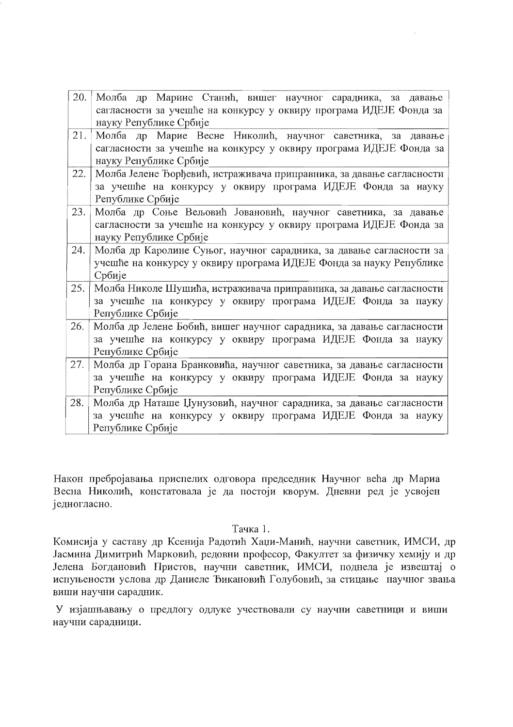| | |
|---|---|
| 20. | Молба др Марине Станић, вишег научног сарадника, за давање сагласности за учешће на конкурсу у оквиру програма ИДЕЈЕ Фонда за науку Републике Србије |
| 21. | Молба др Марие Весне Николић, научног саветника, за давање сагласности за учешће на конкурсу у оквиру програма ИДЕЈЕ Фонда за науку Републике Србије |
| 22. | Молба Јелене Ђорђевић, истраживача приправника, за давање сагласности за учешће на конкурсу у оквиру програма ИДЕЈЕ Фонда за науку Републике Србије |
| 23. | Молба др Соње Вељовић Јовановић, научног саветника, за давање сагласности за учешће на конкурсу у оквиру програма ИДЕЈЕ Фонда за науку Републике Србије |
| 24. | Молба др Каролине Суњог, научног сарадника, за давање сагласности за учешће на конкурсу у оквиру програма ИДЕЈЕ Фонда за науку Републике Србије |
| 25. | Молба Николе Шушића, истраживача приправника, за давање сагласности за учешће на конкурсу у оквиру програма ИДЕЈЕ Фонда за науку Републике Србије |
| 26. | Молба др Јелене Бобић, вишег научног сарадника, за давање сагласности за учешће на конкурсу у оквиру програма ИДЕЈЕ Фонда за науку Републике Србије |
| 27. | Молба др Горана Бранковића, научног саветника, за давање сагласности за учешће на конкурсу у оквиру програма ИДЕЈЕ Фонда за науку Републике Србије |
| 28. | Молба др Наташе Џунузовић, научног сарадника, за давање сагласности за учешће на конкурсу у оквиру програма ИДЕЈЕ Фонда за науку Републике Србије |

Након пребројавања приспелих одговора председник Научног већа др Мариа Весна Николић, констатовала је да постоји кворум. Дневни ред је усвојен једногласно.

Тачка 1.

Комисија у саставу др Ксенија Радотић Хаџи-Манић, научни саветник, ИМСИ, др Јасмина Димитрић Марковић, редовни професор, Факултет за физичку хемију и др Јелена Богдановић Пристов, научни саветник, ИМСИ, поднела је извештај о испуњености услова др Даниеле Ћикановић Голубовић, за стицање научног звања виши научни сарадник.

У изјашњавању о предлогу одлуке учествовали су научни саветници и виши научни сарадници.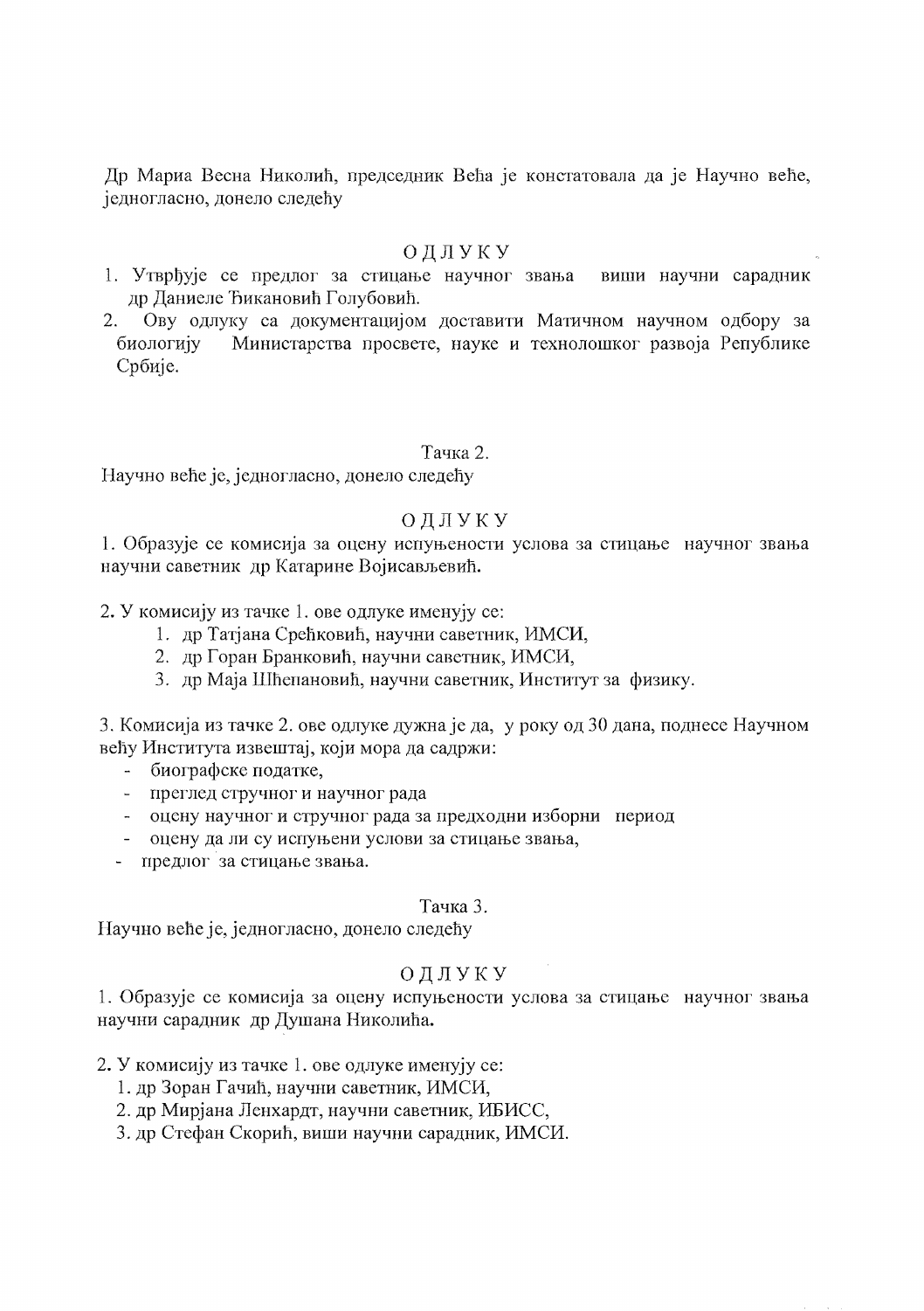Др Мариа Весна Николић, председник Већа је констатовала да је Научно веће, једногласно, донело следећу

ОДЛУКУ

1. Утврђује се предлог за стицање научног звања виши научни сарадник др Даниеле Ћикановић Голубовић.
2. Ову одлуку са документацијом доставити Матичном научном одбору за биологију Министарства просвете, науке и технолошког развоја Републике Србије.

Тачка 2.

Научно веће је, једногласно, донело следећу

ОДЛУКУ

1. Образује се комисија за оцену испуњености услова за стицање научног звања научни саветник др Катарине Војисављевић.

2. У комисију из тачке 1. ове одлуке именују се:
    1. др Татјана Срећковић, научни саветник, ИМСИ,
    2. др Горан Бранковић, научни саветник, ИМСИ,
    3. др Маја Шћепановић, научни саветник, Институт за физику.

3. Комисија из тачке 2. ове одлуке дужна је да, у року од 30 дана, поднесе Научном већу Института извештај, који мора да садржи:
    - биографске податке,
    - преглед стручног и научног рада
    - оцену научног и стручног рада за предходни изборни период
    - оцену да ли су испуњени услови за стицање звања,
    - предлог за стицање звања.

Тачка 3.

Научно веће је, једногласно, донело следећу

ОДЛУКУ

1. Образује се комисија за оцену испуњености услова за стицање научног звања научни сарадник др Душана Николића.

2. У комисију из тачке 1. ове одлуке именују се:
    1. др Зоран Гачић, научни саветник, ИМСИ,
    2. др Мирјана Ленхардт, научни саветник, ИБИСС,
    3. др Стефан Скорић, виши научни сарадник, ИМСИ.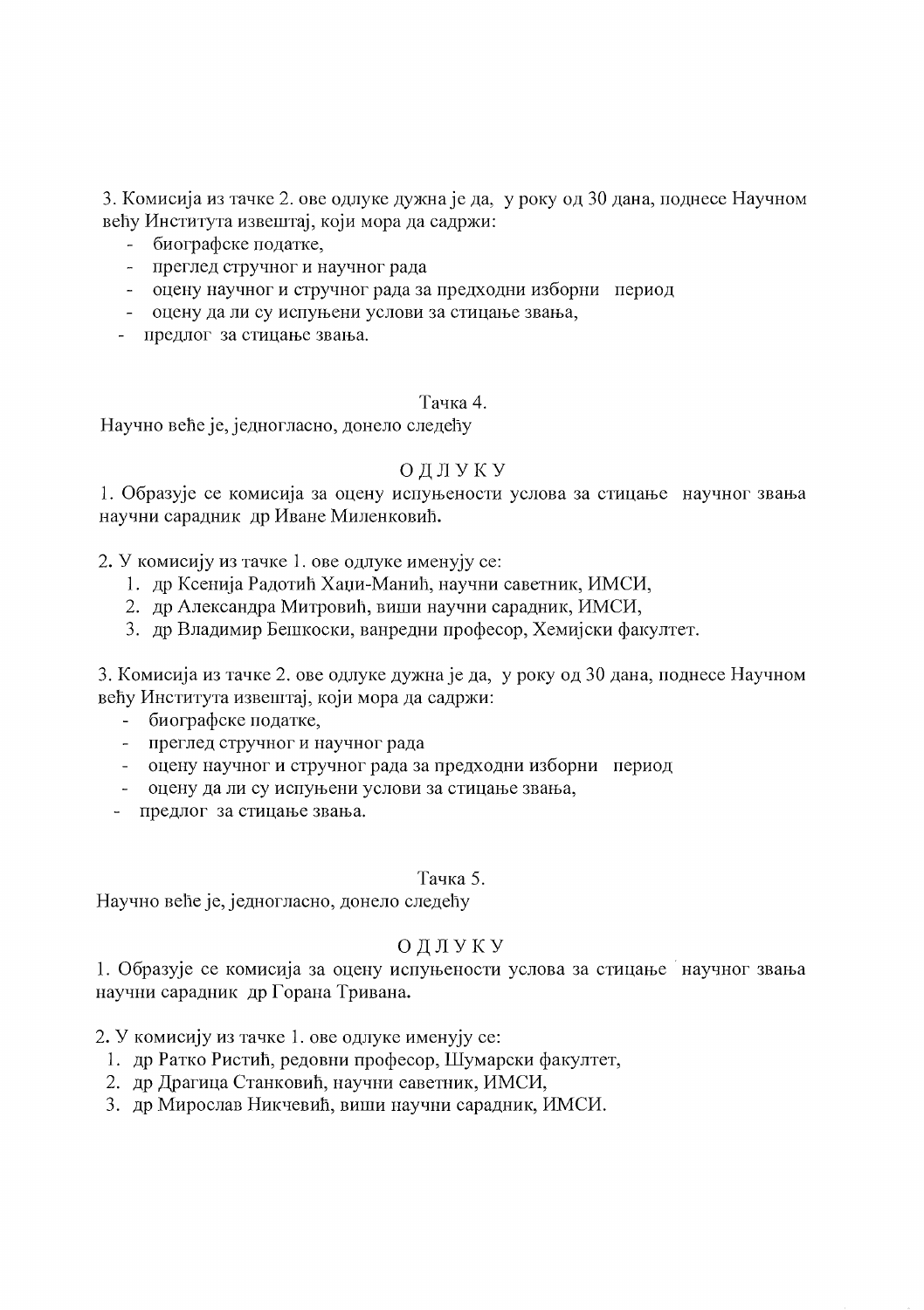3. Комисија из тачке 2. ове одлуке дужна је да, у року од 30 дана, поднесе Научном већу Института извештај, који мора да садржи:

- биографске податке,
- преглед стручног и научног рада
- оцену научног и стручног рада за предходни изборни период
- оцену да ли су испуњени услови за стицање звања,
- предлог за стицање звања.

Тачка 4.

Научно веће је, једногласно, донело следећу

ОДЛУКУ

1. Образује се комисија за оцену испуњености услова за стицање научног звања научни сарадник др Иване Миленковић.

2. У комисију из тачке 1. ове одлуке именују се:

1. др Ксенија Радотић Хаџи-Манић, научни саветник, ИМСИ,
2. др Александра Митровић, виши научни сарадник, ИМСИ,
3. др Владимир Бешкоски, ванредни професор, Хемијски факултет.

3. Комисија из тачке 2. ове одлуке дужна је да, у року од 30 дана, поднесе Научном већу Института извештај, који мора да садржи:

- биографске податке,
- преглед стручног и научног рада
- оцену научног и стручног рада за предходни изборни период
- оцену да ли су испуњени услови за стицање звања,
- предлог за стицање звања.

Тачка 5.

Научно веће је, једногласно, донело следећу

ОДЛУКУ

1. Образује се комисија за оцену испуњености услова за стицање научног звања научни сарадник др Горана Тривана.

2. У комисију из тачке 1. ове одлуке именују се:

1. др Ратко Ристић, редовни професор, Шумарски факултет,
2. др Драгица Станковић, научни саветник, ИМСИ,
3. др Мирослав Никчевић, виши научни сарадник, ИМСИ.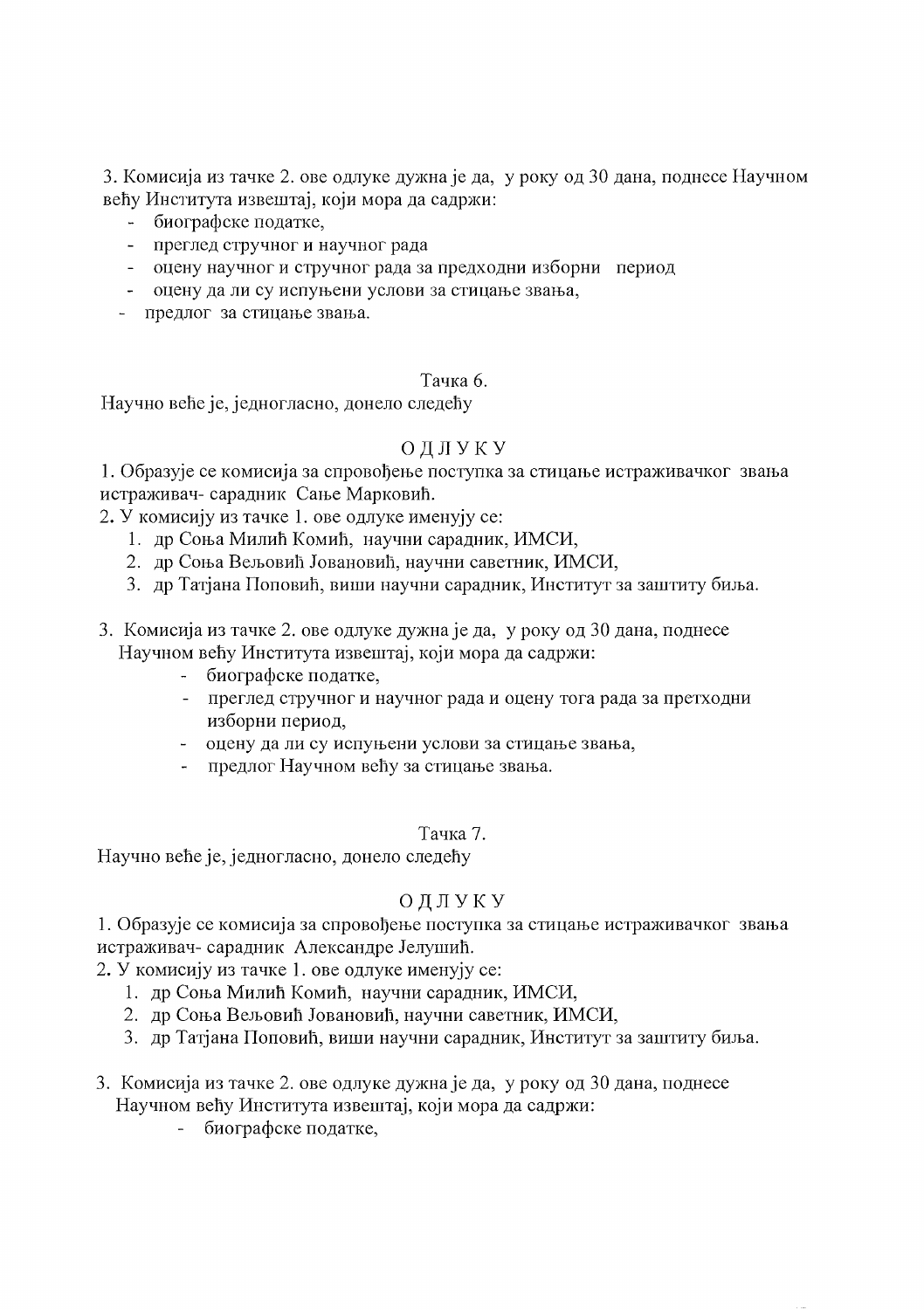3. Комисија из тачке 2. ове одлуке дужна је да, у року од 30 дана, поднесе Научном већу Института извештај, који мора да садржи:

- биографске податке,
- преглед стручног и научног рада
- оцену научног и стручног рада за предходни изборни период
- оцену да ли су испуњени услови за стицање звања,
- предлог за стицање звања.

Тачка 6.

Научно веће је, једногласно, донело следећу

ОДЛУКУ

1. Образује се комисија за спровођење поступка за стицање истраживачког звања истраживач- сарадник Сање Марковић.
2. У комисију из тачке 1. ове одлуке именују се:
   1. др Соња Милић Комић, научни сарадник, ИМСИ,
   2. др Соња Вељовић Јовановић, научни саветник, ИМСИ,
   3. др Татјана Поповић, виши научни сарадник, Институт за заштиту биља.
3. Комисија из тачке 2. ове одлуке дужна је да, у року од 30 дана, поднесе Научном већу Института извештај, који мора да садржи:
   - биографске податке,
   - преглед стручног и научног рада и оцену тога рада за претходни изборни период,
   - оцену да ли су испуњени услови за стицање звања,
   - предлог Научном већу за стицање звања.

Тачка 7.

Научно веће је, једногласно, донело следећу

ОДЛУКУ

1. Образује се комисија за спровођење поступка за стицање истраживачког звања истраживач- сарадник Александре Јелушић.
2. У комисију из тачке 1. ове одлуке именују се:
   1. др Соња Милић Комић, научни сарадник, ИМСИ,
   2. др Соња Вељовић Јовановић, научни саветник, ИМСИ,
   3. др Татјана Поповић, виши научни сарадник, Институт за заштиту биља.
3. Комисија из тачке 2. ове одлуке дужна је да, у року од 30 дана, поднесе Научном већу Института извештај, који мора да садржи:
   - биографске податке,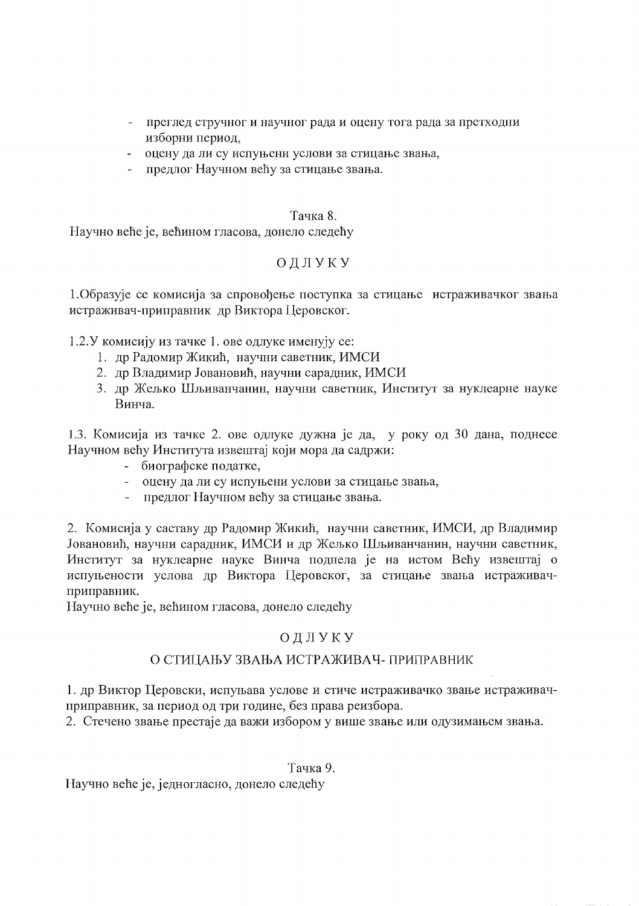- преглед стручног и научног рада и оцену тога рада за претходни изборни период,
- оцену да ли су испуњени услови за стицање звања,
- предлог Научном већу за стицање звања.

Тачка 8.

Научно веће је, већином гласова, донело следећу

ОДЛУКУ

1.Образује се комисија за спровођење поступка за стицање истраживачког звања истраживач-приправник др Виктора Церовског.

1.2.У комисију из тачке 1. ове одлуке именују се:

1. др Радомир Жикић, научни саветник, ИМСИ
2. др Владимир Јовановић, научни сарадник, ИМСИ
3. др Жељко Шљиванчанин, научни саветник, Институт за нуклеарне науке Винча.

1.3. Комисија из тачке 2. ове одлуке дужна је да, у року од 30 дана, поднесе Научном већу Института извештај који мора да садржи:

- биографске податке,
- оцену да ли су испуњени услови за стицање звања,
- предлог Научном већу за стицање звања.

2. Комисија у саставу др Радомир Жикић, научни саветник, ИМСИ, др Владимир Јовановић, научни сарадник, ИМСИ и др Жељко Шљиванчанин, научни саветник, Институт за нуклеарне науке Винча поднела је на истом Већу извештај о испуњености услова др Виктора Церовског, за стицање звања истраживач-приправник.

Научно веће је, већином гласова, донело следећу

ОДЛУКУ

О СТИЦАЊУ ЗВАЊА ИСТРАЖИВАЧ- ПРИПРАВНИК

1. др Виктор Церовски, испуњава услове и стиче истраживачко звање истраживач-приправник, за период од три године, без права реизбора.
2. Стечено звање престаје да важи избором у више звање или одузимањем звања.

Тачка 9.

Научно веће је, једногласно, донело следећу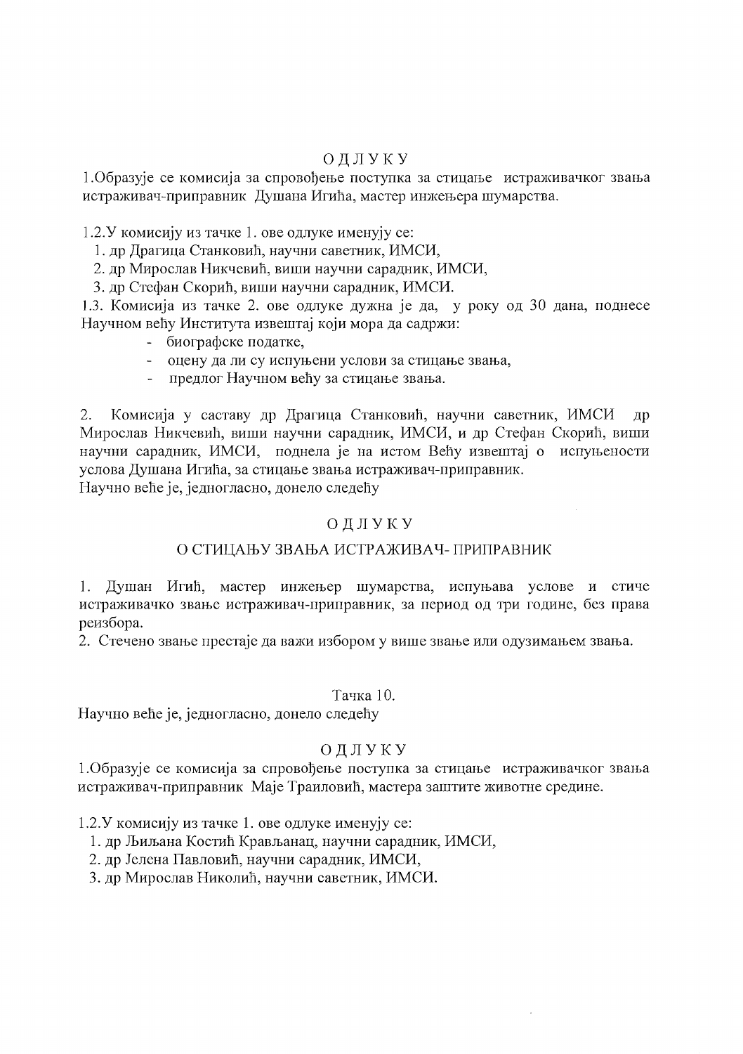О Д Л У К У

1.Образује се комисија за спровођење поступка за стицање истраживачког звања истраживач-приправник Душана Игића, мастер инжењера шумарства.

1.2.У комисију из тачке 1. ове одлуке именују се:

1. др Драгица Станковић, научни саветник, ИМСИ,
2. др Мирослав Никчевић, виши научни сарадник, ИМСИ,
3. др Стефан Скорић, виши научни сарадник, ИМСИ.

1.3. Комисија из тачке 2. ове одлуке дужна је да, у року од 30 дана, поднесе Научном већу Института извештај који мора да садржи:

- биографске податке,
- оцену да ли су испуњени услови за стицање звања,
- предлог Научном већу за стицање звања.

2. Комисија у саставу др Драгица Станковић, научни саветник, ИМСИ др Мирослав Никчевић, виши научни сарадник, ИМСИ, и др Стефан Скорић, виши научни сарадник, ИМСИ, поднела је на истом Већу извештај о испуњености услова Душана Игића, за стицање звања истраживач-приправник.

Научно веће је, једногласно, донело следећу

О Д Л У К У

О СТИЦАЊУ ЗВАЊА ИСТРАЖИВАЧ- ПРИПРАВНИК

1. Душан Игић, мастер инжењер шумарства, испуњава услове и стиче истраживачко звање истраживач-приправник, за период од три године, без права реизбора.
2. Стечено звање престаје да важи избором у више звање или одузимањем звања.

Тачка 10.

Научно веће је, једногласно, донело следећу

О Д Л У К У

1.Образује се комисија за спровођење поступка за стицање истраживачког звања истраживач-приправник Маје Траиловић, мастера заштите животне средине.

1.2.У комисију из тачке 1. ове одлуке именују се:

1. др Љиљана Костић Крављанац, научни сарадник, ИМСИ,
2. др Јелена Павловић, научни сарадник, ИМСИ,
3. др Мирослав Николић, научни саветник, ИМСИ.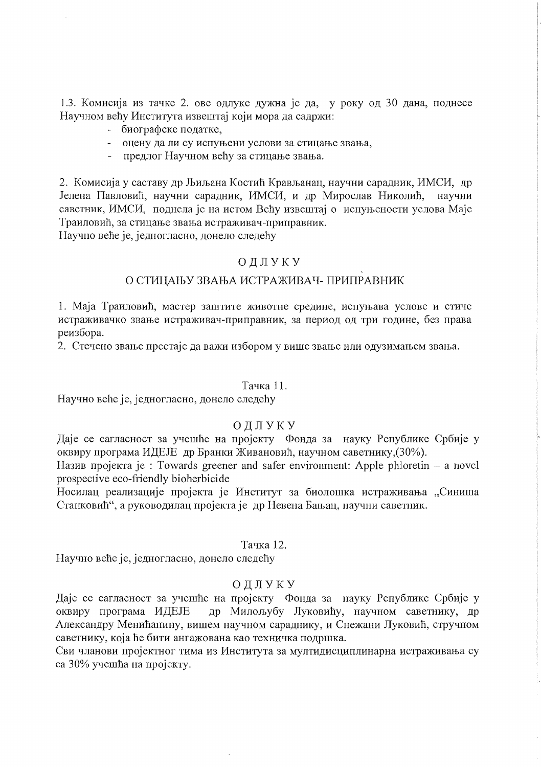1.3. Комисија из тачке 2. ове одлуке дужна је да, у року од 30 дана, поднесе Научном већу Института извештај који мора да садржи:

- биографске податке,
- оцену да ли су испуњени услови за стицање звања,
- предлог Научном већу за стицање звања.

2. Комисија у саставу др Љиљана Костић Крављанац, научни сарадник, ИМСИ, др Јелена Павловић, научни сарадник, ИМСИ, и др Мирослав Николић, научни саветник, ИМСИ, поднела је на истом Већу извештај о испуњености услова Маје Траиловић, за стицање звања истраживач-приправник.

Научно веће је, једногласно, донело следећу

ОДЛУКУ

О СТИЦАЊУ ЗВАЊА ИСТРАЖИВАЧ- ПРИПРАВНИК

1. Маја Траиловић, мастер заштите животне средине, испуњава услове и стиче истраживачко звање истраживач-приправник, за период од три године, без права реизбора.
2. Стечено звање престаје да важи избором у више звање или одузимањем звања.

Тачка 11.

Научно веће је, једногласно, донело следећу

ОДЛУКУ

Даје се сагласност за учешће на пројекту Фонда за науку Републике Србије у оквиру програма ИДЕЈЕ др Бранки Живановић, научном саветнику,(30%).

Назив пројекта је : Towards greener and safer environment: Apple phloretin – a novel prospective eco-friendly bioherbicide

Носилац реализације пројекта је Институт за биолошка истраживања „Синиша Станковић", а руководилац пројекта је др Невена Бањац, научни саветник.

Тачка 12.

Научно веће је, једногласно, донело следећу

ОДЛУКУ

Даје се сагласност за учешће на пројекту Фонда за науку Републике Србије у оквиру програма ИДЕЈЕ др Милољубу Луковићу, научном саветнику, др Александру Менићанину, вишем научном сараднику, и Снежани Луковић, стручном саветнику, која ће бити ангажована као техничка подршка.

Сви чланови пројектног тима из Института за мултидисциплинарна истраживања су са 30% учешћа на пројекту.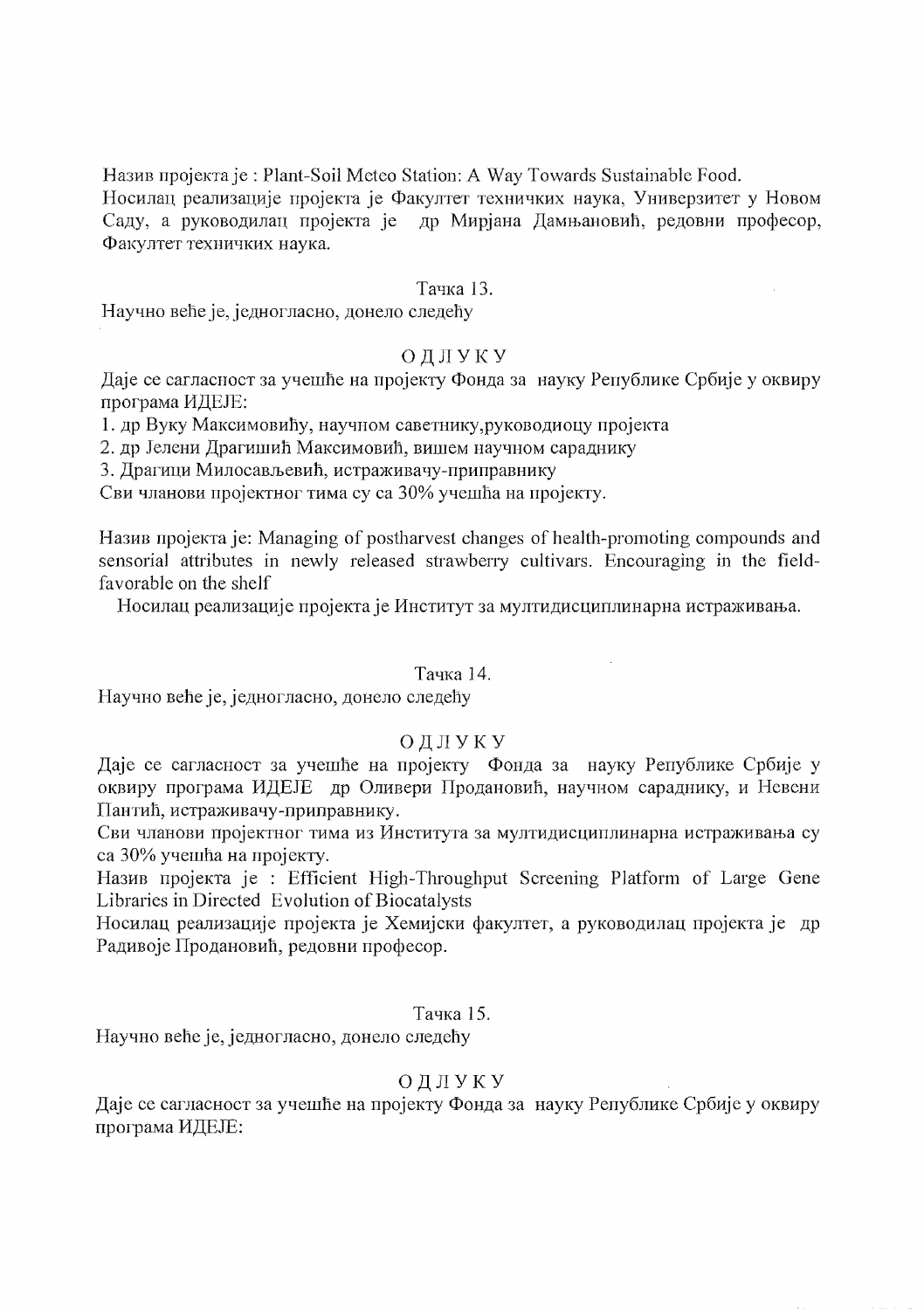Назив пројекта је : Plant-Soil Meteo Station: A Way Towards Sustainable Food.
Носилац реализације пројекта је Факултет техничких наука, Универзитет у Новом Саду, а руководилац пројекта је  др Мирјана Дамњановић, редовни професор, Факултет техничких наука.

Тачка 13.

Научно веће је, једногласно, донело следећу

ОДЛУКУ

Даје се сагласност за учешће на пројекту Фонда за  науку Републике Србије у оквиру програма ИДЕЈЕ:

1. др Вуку Максимовићу, научном саветнику,руководиоцу пројекта
2. др Јелени Драгишић Максимовић, вишем научном сараднику
3. Драгици Милосављевић, истраживачу-приправнику

Сви чланови пројектног тима су са 30% учешћа на пројекту.

Назив пројекта је: Managing of postharvest changes of health-promoting compounds and sensorial attributes in newly released strawberry cultivars. Encouraging in the field-favorable on the shelf

Носилац реализације пројекта је Институт за мултидисциплинарна истраживања.

Тачка 14.

Научно веће је, једногласно, донело следећу

ОДЛУКУ

Даје се сагласност за учешће на пројекту  Фонда за  науку Републике Србије у оквиру програма ИДЕЈЕ  др Оливери Продановић, научном сараднику, и Невени Пантић, истраживачу-приправнику.

Сви чланови пројектног тима из Института за мултидисциплинарна истраживања су са 30% учешћа на пројекту.

Назив пројекта је : Efficient High-Throughput Screening Platform of Large Gene Libraries in Directed  Evolution of Biocatalysts

Носилац реализације пројекта је Хемијски факултет, а руководилац пројекта је  др Радивоје Продановић, редовни професор.

Тачка 15.

Научно веће је, једногласно, донело следећу

ОДЛУКУ

Даје се сагласност за учешће на пројекту Фонда за  науку Републике Србије у оквиру програма ИДЕЈЕ: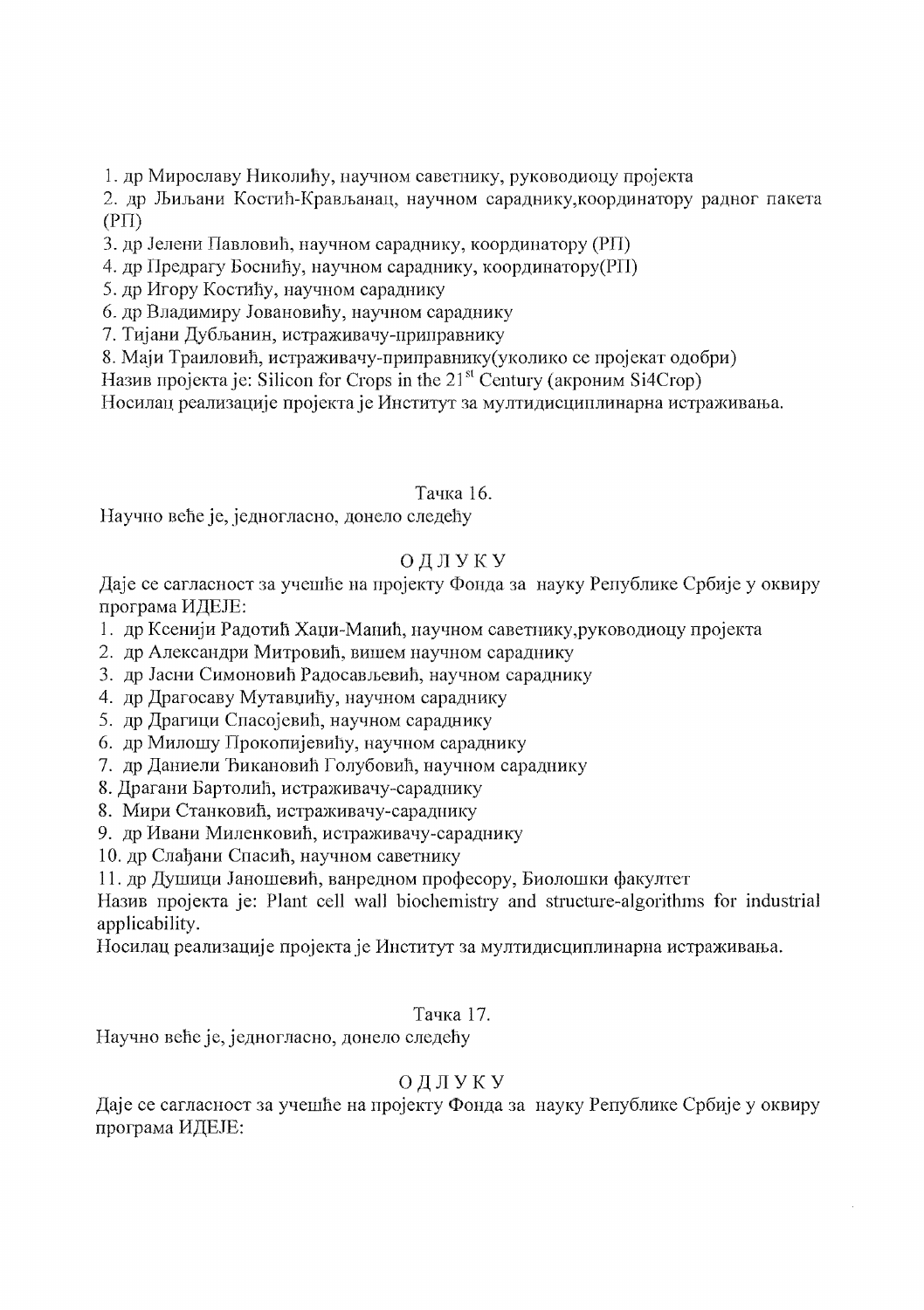1. др Мирославу Николићу, научном саветнику, руководиоцу пројекта
2. др Љиљани Костић-Крављанац, научном сараднику,координатору радног пакета (РП)
3. др Јелени Павловић, научном сараднику, координатору (РП)
4. др Предрагу Бослићу, научном сараднику, координатору(РП)
5. др Игору Костићу, научном сараднику
6. др Владимиру Јовановићу, научном сараднику
7. Тијани Дубљанин, истраживачу-приправнику
8. Маји Траиловић, истраживачу-приправнику(уколико се пројекат одобри)

Назив пројекта је: Silicon for Crops in the 21[st] Century (акроним Si4Crop)

Носилац реализације пројекта је Институт за мултидисциплинарна истраживања.

Тачка 16.

Научно веће је, једногласно, донело следећу

ОДЛУКУ

Даје се сагласност за учешће на пројекту Фонда за науку Републике Србије у оквиру програма ИДЕЈЕ:

1. др Ксенији Радотић Хаџи-Манић, научном саветнику,руководиоцу пројекта
2. др Александри Митровић, вишем научном сараднику
3. др Јасни Симоновић Радосављевић, научном сараднику
4. др Драгосаву Мутавџићу, научном сараднику
5. др Драгици Спасојевић, научном сараднику
6. др Милошу Прокопијевићу, научном сараднику
7. др Даниели Ђикановић Голубовић, научном сараднику
8. Драгани Бартолић, истраживачу-сараднику
8. Мири Станковић, истраживачу-сараднику
9. др Ивани Миленковић, истраживачу-сараднику
10. др Слађани Спасић, научном саветнику
11. др Душици Јаношевић, ванредном професору, Биолошки факултет

Назив пројекта је: Plant cell wall biochemistry and structure-algorithms for industrial applicability.

Носилац реализације пројекта је Институт за мултидисциплинарна истраживања.

Тачка 17.

Научно веће је, једногласно, донело следећу

ОДЛУКУ

Даје се сагласност за учешће на пројекту Фонда за науку Републике Србије у оквиру програма ИДЕЈЕ: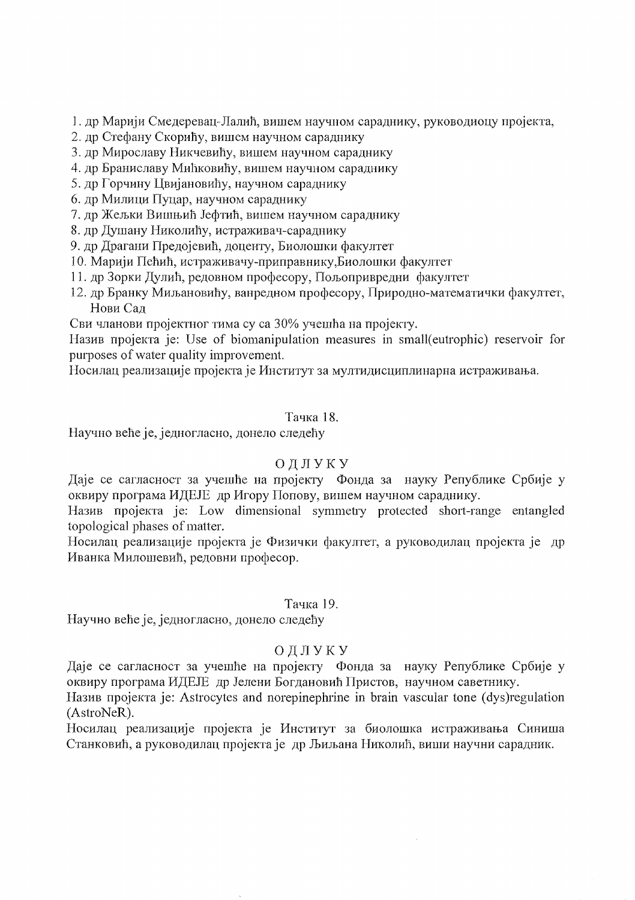1. др Марији Смедеревац-Лалић, вишем научном сараднику, руководиоцу пројекта,
2. др Стефану Скорићу, вишем научном сараднику
3. др Мирославу Никчевићу, вишем научном сараднику
4. др Браниславу Мићковићу, вишем научном сараднику
5. др Горчину Цвијановићу, научном сараднику
6. др Милици Пуцар, научном сараднику
7. др Жељки Вишњић Јефтић, вишем научном сараднику
8. др Душану Николићу, истраживач-сараднику
9. др Драгани Предојевић, доценту, Биолошки факултет
10. Марији Пећић, истраживачу-приправнику,Биолошки факултет
11. др Зорки Дулић, редовном професору, Пољопривредни факултет
12. др Бранку Миљановићу, ванредном професору, Природно-математички факултет, Нови Сад

Сви чланови пројектног тима су са 30% учешћа на пројекту.

Назив пројекта је: Use of biomanipulation measures in small(eutrophic) reservoir for purposes of water quality improvement.

Носилац реализације пројекта је Институт за мултидисциплинарна истраживања.

Тачка 18.

Научно веће је, једногласно, донело следећу

ОДЛУКУ

Даје се сагласност за учешће на пројекту Фонда за науку Републике Србије у оквиру програма ИДЕЈЕ др Игору Попову, вишем научном сараднику.

Назив пројекта је: Low dimensional symmetry protected short-range entangled topological phases of matter.

Носилац реализације пројекта је Физички факултет, а руководилац пројекта је др Иванка Милошевић, редовни професор.

Тачка 19.

Научно веће је, једногласно, донело следећу

ОДЛУКУ

Даје се сагласност за учешће на пројекту Фонда за науку Републике Србије у оквиру програма ИДЕЈЕ др Јелени Богдановић Пристов, научном саветнику.

Назив пројекта је: Astrocytes and norepinephrine in brain vascular tone (dys)regulation (AstroNeR).

Носилац реализације пројекта је Институт за биолошка истраживања Синиша Станковић, а руководилац пројекта је др Љиљана Николић, виши научни сарадник.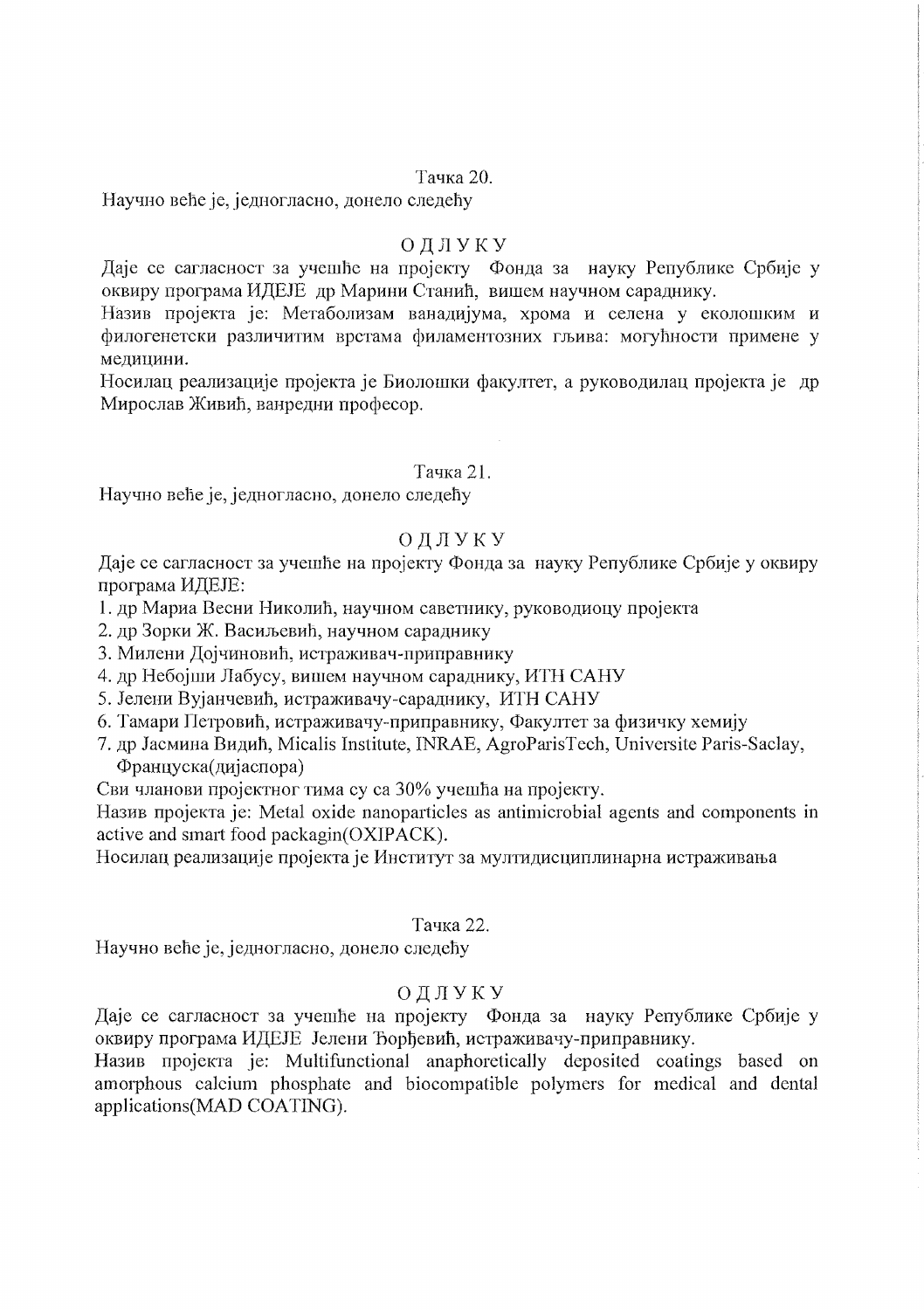Тачка 20.

Научно веће је, једногласно, донело следећу

ОДЛУКУ

Даје се сагласност за учешће на пројекту Фонда за науку Републике Србије у оквиру програма ИДЕЈЕ др Марини Станић, вишем научном сараднику.

Назив пројекта је: Метаболизам ванадијума, хрома и селена у еколошким и филогенетски различитим врстама филаментозних гљива: могућности примене у медицини.

Носилац реализације пројекта је Биолошки факултет, а руководилац пројекта је др Мирослав Живић, ванредни професор.

Тачка 21.

Научно веће је, једногласно, донело следећу

ОДЛУКУ

Даје се сагласност за учешће на пројекту Фонда за науку Републике Србије у оквиру програма ИДЕЈЕ:

1. др Мариа Весни Николић, научном саветнику, руководиоцу пројекта
2. др Зорки Ж. Васиљевић, научном сараднику
3. Милени Дојчиновић, истраживач-приправнику
4. др Небојши Лабусу, вишем научном сараднику, ИТН САНУ
5. Јелени Вујанчевић, истраживачу-сараднику, ИТН САНУ
6. Тамари Петровић, истраживачу-приправнику, Факултет за физичку хемију
7. др Јасмина Видић, Micalis Institute, INRAE, AgroParisTech, Universite Paris-Saclay, Француска(дијаспора)

Сви чланови пројектног тима су са 30% учешћа на пројекту.

Назив пројекта је: Metal oxide nanoparticles as antimicrobial agents and components in active and smart food packagin(OXIPACK).

Носилац реализације пројекта је Институт за мултидисциплинарна истраживања

Тачка 22.

Научно веће је, једногласно, донело следећу

ОДЛУКУ

Даје се сагласност за учешће на пројекту Фонда за науку Републике Србије у оквиру програма ИДЕЈЕ Јелени Ђорђевић, истраживачу-приправнику.

Назив пројекта је: Multifunctional anaphoretically deposited coatings based on amorphous calcium phosphate and biocompatible polymers for medical and dental applications(MAD COATING).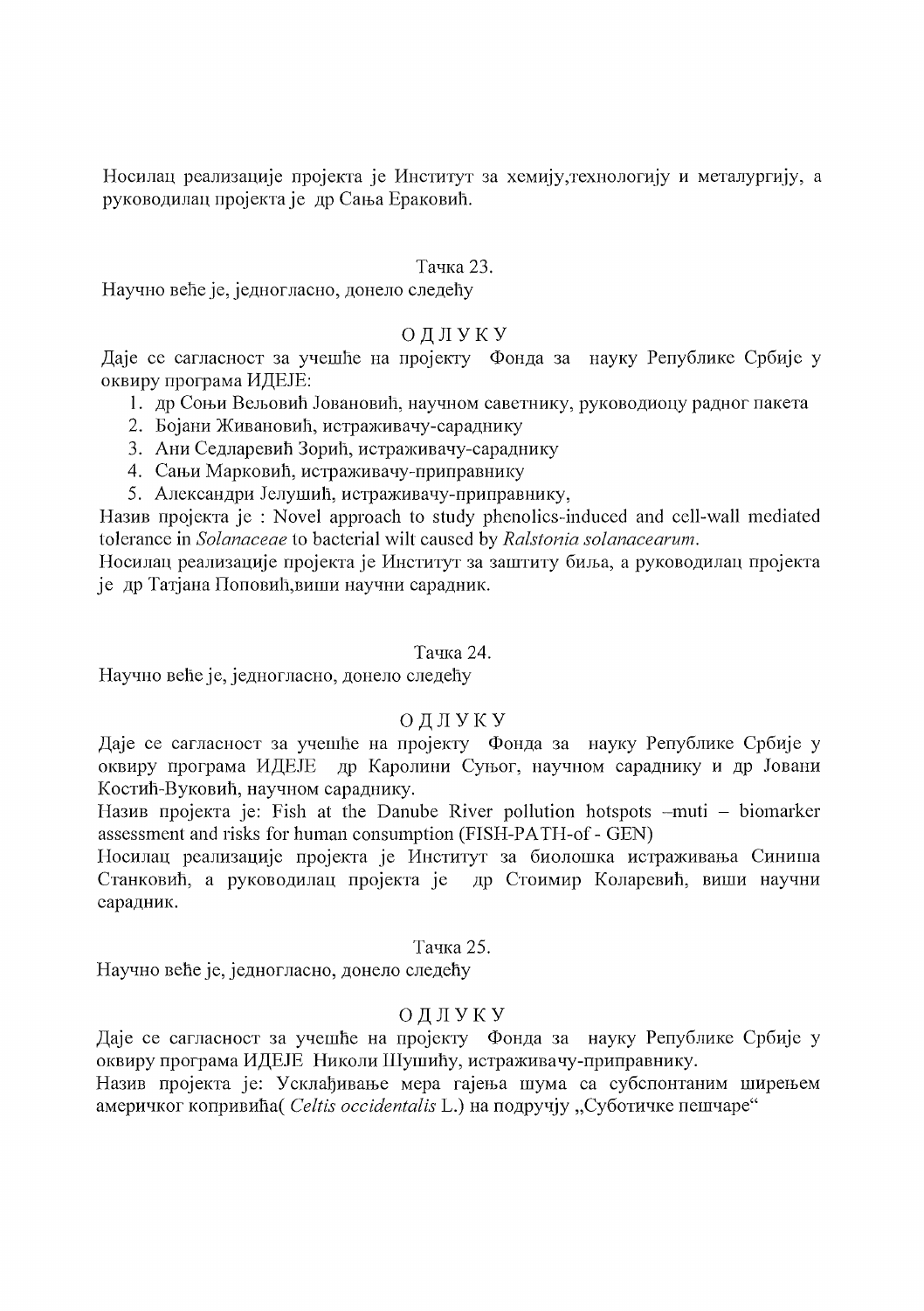Носилац реализације пројекта је Институт за хемију,технологију и металургију, а руководилац пројекта је др Сања Ераковић.

Тачка 23.

Научно веће је, једногласно, донело следећу

ОДЛУКУ

Даје се сагласност за учешће на пројекту Фонда за науку Републике Србије у оквиру програма ИДЕЈЕ:

1. др Соњи Вељовић Јовановић, научном саветнику, руководиоцу радног пакета
2. Бојани Живановић, истраживачу-сараднику
3. Ани Седларевић Зорић, истраживачу-сараднику
4. Сањи Марковић, истраживачу-приправнику
5. Александри Јелушић, истраживачу-приправнику,

Назив пројекта је : Novel approach to study phenolics-induced and cell-wall mediated tolerance in *Solanaceae* to bacterial wilt caused by *Ralstonia solanacearum*.

Носилац реализације пројекта је Институт за заштиту биља, а руководилац пројекта је др Татјана Поповић,виши научни сарадник.

Тачка 24.

Научно веће је, једногласно, донело следећу

ОДЛУКУ

Даје се сагласност за учешће на пројекту Фонда за науку Републике Србије у оквиру програма ИДЕЈЕ др Каролини Суњог, научном сараднику и др Јовани Костић-Вуковић, научном сараднику.

Назив пројекта је: Fish at the Danube River pollution hotspots –muti – biomarker assessment and risks for human consumption (FISH-PATH-of - GEN)

Носилац реализације пројекта је Институт за биолошка истраживања Синиша Станковић, а руководилац пројекта је др Стоимир Коларевић, виши научни сарадник.

Тачка 25.

Научно веће је, једногласно, донело следећу

ОДЛУКУ

Даје се сагласност за учешће на пројекту Фонда за науку Републике Србије у оквиру програма ИДЕЈЕ Николи Шушићу, истраживачу-приправнику.

Назив пројекта је: Усклађивање мера гајења шума са субспонтаним ширењем америчког копривића( *Celtis occidentalis* L.) на подручју „Суботичке пешчаре“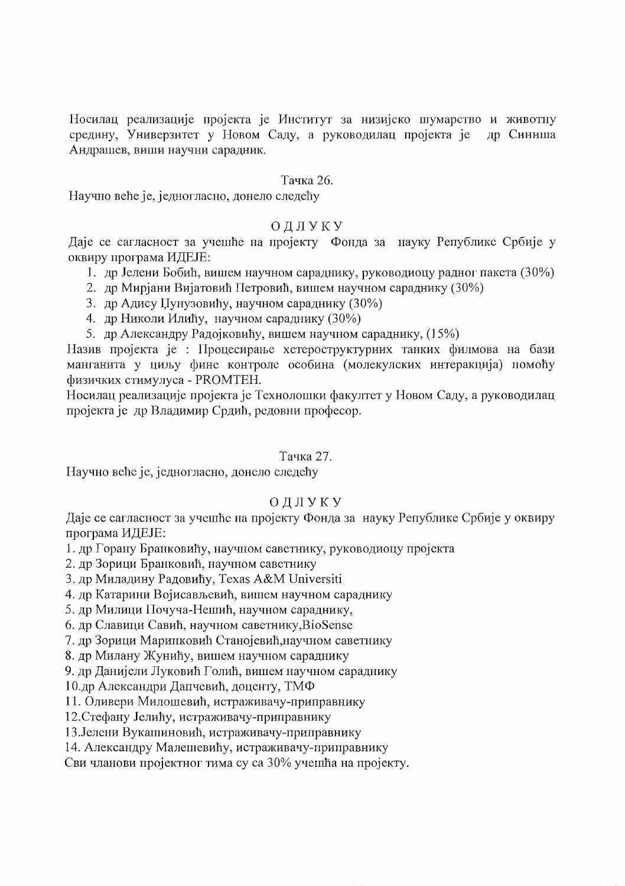Носилац реализације пројекта је Институт за низијско шумарство и животну средину, Универзитет у Новом Саду, а руководилац пројекта је др Синиша Андрашев, виши научни сарадник.

Тачка 26.

Научно веће је, једногласно, донело следећу

ОДЛУКУ

Даје се сагласност за учешће на пројекту Фонда за науку Републике Србије у оквиру програма ИДЕЈЕ:

1. др Јелени Бобић, вишем научном сараднику, руководиоцу радног пакета (30%)
2. др Мирјани Вијатовић Петровић, вишем научном сараднику (30%)
3. др Адису Џунузовићу, научном сараднику (30%)
4. др Николи Илићу, научном сараднику (30%)
5. др Александру Радојковићу, вишем научном сараднику, (15%)

Назив пројекта је : Процесирање хетероструктурних танких филмова на бази манганита у циљу фине контроле особина (молекулских интеракција) помоћу физичких стимулуса - PROMTEH.

Носилац реализације пројекта је Технолошки факултет у Новом Саду, а руководилац пројекта је др Владимир Срдић, редовни професор.

Тачка 27.

Научно веће је, једногласно, донело следећу

ОДЛУКУ

Даје се сагласност за учешће на пројекту Фонда за науку Републике Србије у оквиру програма ИДЕЈЕ:

1. др Горану Бранковићу, научном саветнику, руководиоцу пројекта
2. др Зорици Бранковић, научном саветнику
3. др Миладину Радовићу, Texas A&M Universiti
4. др Катарини Војисављевић, вишем научном сараднику
5. др Милици Почуча-Нешић, научном сараднику,
6. др Славици Савић, научном саветнику,BioSense
7. др Зорици Маринковић Станојевић,научном саветнику
8. др Милану Жунићу, вишем научном сараднику
9. др Данијели Луковић Голић, вишем научном сараднику
10. др Александри Дапчевић, доценту, ТМФ
11. Оливери Милошевић, истраживачу-приправнику
12. Стефану Јелићу, истраживачу-приправнику
13. Јелени Вукашиновић, истраживачу-приправнику
14. Александру Малешевићу, истраживачу-приправнику

Сви чланови пројектног тима су са 30% учешћа на пројекту.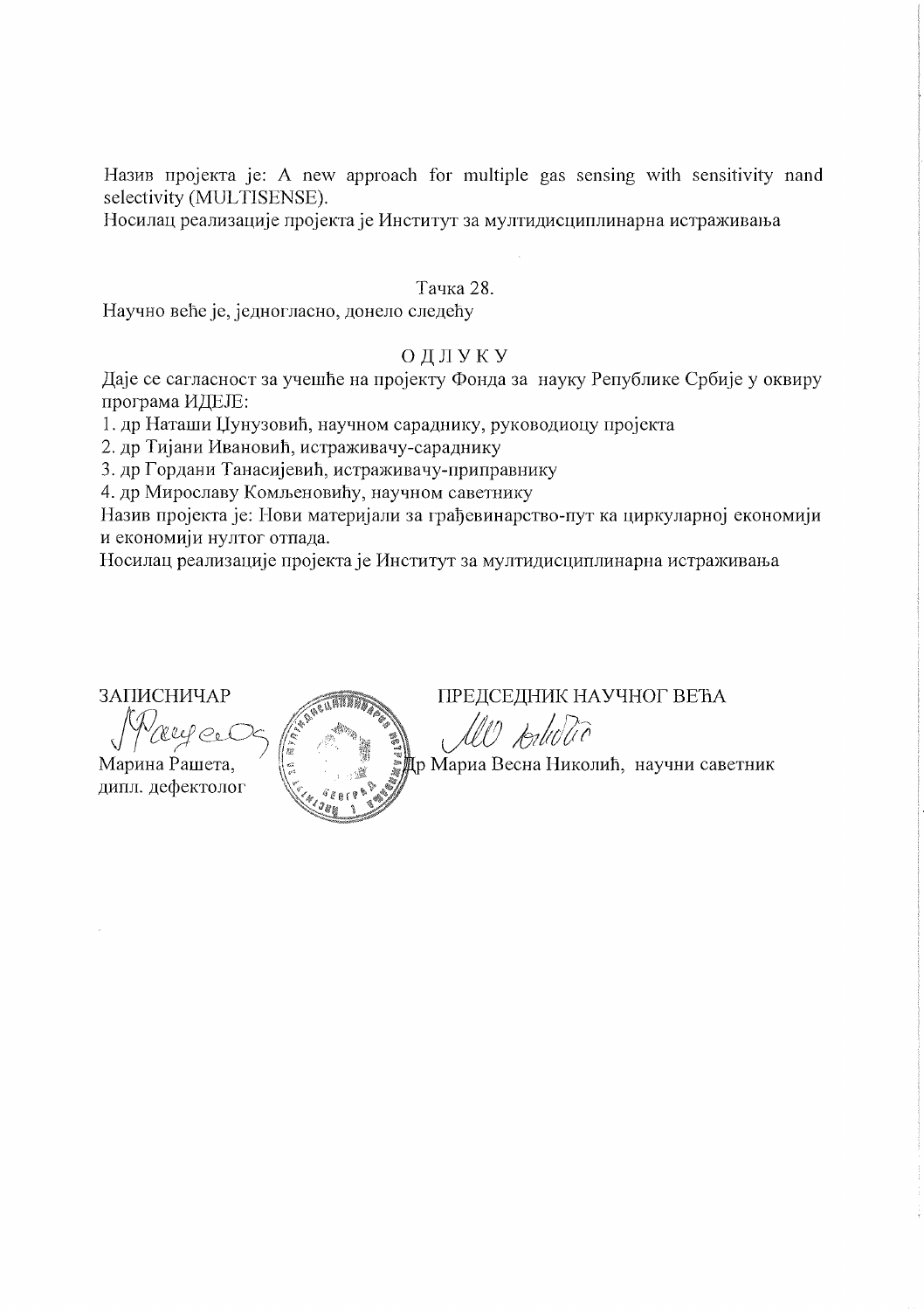Назив пројекта је: A new approach for multiple gas sensing with sensitivity nand selectivity (MULTISENSE).

Носилац реализације пројекта је Институт за мултидисциплинарна истраживања

Тачка 28.

Научно веће је, једногласно, донело следећу

ОДЛУКУ

Даје се сагласност за учешће на пројекту Фонда за науку Републике Србије у оквиру програма ИДЕЈЕ:

1. др Наташи Цунузовић, научном сараднику, руководиоцу пројекта
2. др Тијани Ивановић, истраживачу-сараднику
3. др Гордани Танасијевић, истраживачу-приправнику
4. др Мирославу Комљеновићу, научном саветнику

Назив пројекта је: Нови материјали за грађевинарство-пут ка циркуларној економији и економији нултог отпада.

Носилац реализације пројекта је Институт за мултидисциплинарна истраживања

ЗАПИСНИЧАР

Марина Рашета,
дипл. дефектолог

ПРЕДСЕДНИК НАУЧНОГ ВЕЋА

Др Мариа Весна Николић, научни саветник